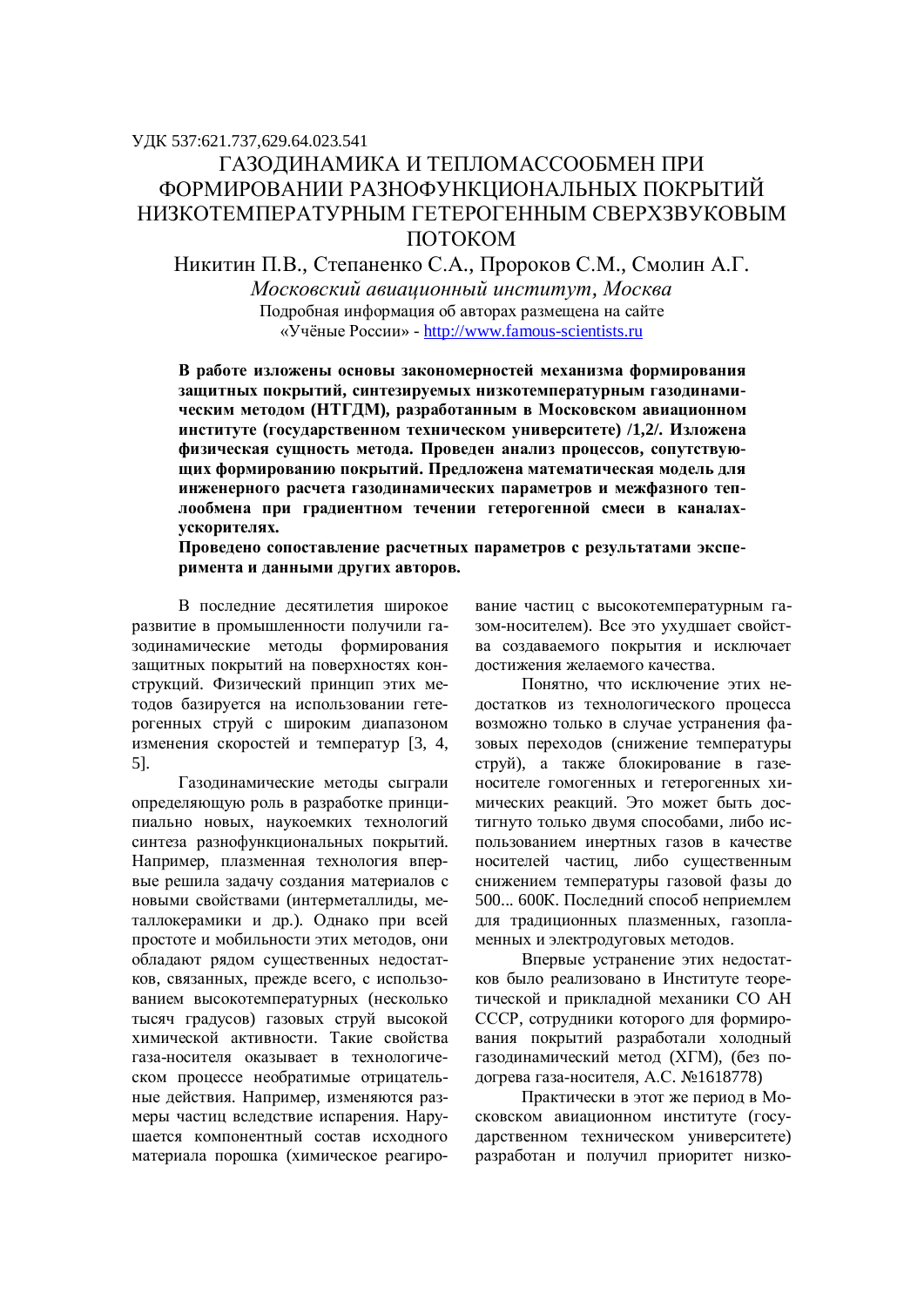УДК 537:621.737,629.64.023.541

# ГАЗОДИНАМИКА И ТЕПЛОМАССООБМЕН ПРИ ФОРМИРОВАНИИ РАЗНОФУНКЦИОНАЛЬНЫХ ПОКРЫТИЙ НИЗКОТЕМПЕРАТУРНЫМ ГЕТЕРОГЕННЫМ СВЕРХЗВУКОВЫМ ПОТОКОМ

Никитин П.В., Степаненко С.А., Пророков С.М., Смолин А.Г.

*Московский авиационный институт, Москва*

Подробная информация об авторах размещена на сайте «Учёные России» - http://www.famous-scientists.ru

**В работе изложены основы закономерностей механизма формирования защитных покрытий, синтезируемых низкотемпературным газодинамическим методом (НТГДМ), разработанным в Московском авиационном институте (государственном техническом университете) /1,2/. Изложена физическая сущность метода. Проведен анализ процессов, сопутствующих формированию покрытий. Предложена математическая модель для инженерного расчета газодинамических параметров и межфазного теплообмена при градиентном течении гетерогенной смеси в каналах-ускорителях.**

**Проведено сопоставление расчетных параметров с результатами эксперимента и данными других авторов.**

В последние десятилетия широкое развитие в промышленности получили газодинамические методы формирования защитных покрытий на поверхностях конструкций. Физический принцип этих методов базируется на использовании гетерогенных струй с широким диапазоном изменения скоростей и температур [3, 4, 5].

Газодинамические методы сыграли определяющую роль в разработке принципиально новых, наукоемких технологий синтеза разнофункциональных покрытий. Например, плазменная технология впервые решила задачу создания материалов с новыми свойствами (интерметаллиды, металлокерамики и др.). Однако при всей простоте и мобильности этих методов, они обладают рядом существенных недостатков, связанных, прежде всего, с использованием высокотемпературных (несколько тысяч градусов) газовых струй высокой химической активности. Такие свойства газа-носителя оказывает в технологическом процессе необратимые отрицательные действия. Например, изменяются размеры частиц вследствие испарения. Нарушается компонентный состав исходного материала порошка (химическое реагирование частиц с высокотемпературным газом-носителем). Все это ухудшает свойства создаваемого покрытия и исключает достижения желаемого качества.

Понятно, что исключение этих недостатков из технологического процесса возможно только в случае устранения фазовых переходов (снижение температуры струй), а также блокирование в газеносителе гомогенных и гетерогенных химических реакций. Это может быть достигнуто только двумя способами, либо использованием инертных газов в качестве носителей частиц, либо существенным снижением температуры газовой фазы до 500... 600К. Последний способ неприемлем для традиционных плазменных, газопламенных и электродуговых методов.

Впервые устранение этих недостатков было реализовано в Институте теоретической и прикладной механики СО АН СССР, сотрудники которого для формирования покрытий разработали холодный газодинамический метод (ХГМ), (без подогрева газа-носителя, А.С. №1618778)

Практически в этот же период в Московском авиационном институте (государственном техническом университете) разработан и получил приоритет низко-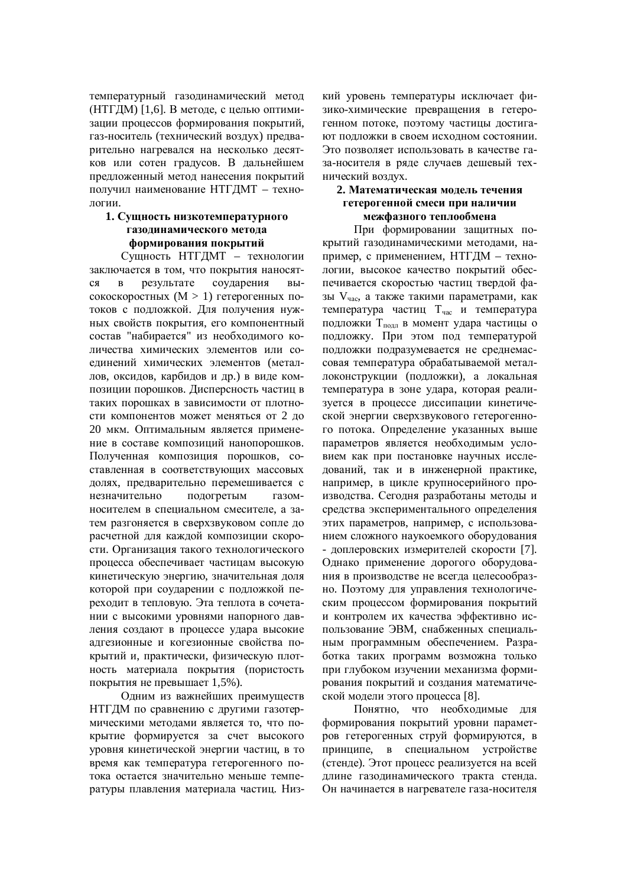температурный газодинамический метод (НТГДМ) [1,6]. В методе, с целью оптимизации процессов формирования покрытий, газ-носитель (технический воздух) предварительно нагревался на несколько десятков или сотен градусов. В дальнейшем предложенный метод нанесения покрытий получил наименование НТГДМТ – технологии.

### 1. Сущность низкотемпературного газодинамического метода формирования покрытий

Сущность НТГДМТ – технологии заключается в том, что покрытия наносятся в результате соударения высокоскоростных ($M > 1$) гетерогенных потоков с подложкой. Для получения нужных свойств покрытия, его компонентный состав "набирается" из необходимого количества химических элементов или соединений химических элементов (металлов, оксидов, карбидов и др.) в виде композиции порошков. Дисперсность частиц в таких порошках в зависимости от плотности компонентов может меняться от 2 до 20 мкм. Оптимальным является применение в составе композиций нанопорошков. Полученная композиция порошков, составленная в соответствующих массовых долях, предварительно перемешивается с незначительно подогретым газомносителем в специальном смесителе, а затем разгоняется в сверхзвуковом сопле до расчетной для каждой композиции скорости. Организация такого технологического процесса обеспечивает частицам высокую кинетическую энергию, значительная доля которой при соударении с подложкой переходит в тепловую. Эта теплота в сочетании с высокими уровнями напорного давления создают в процессе удара высокие адгезионные и когезионные свойства покрытий и, практически, физическую плотность материала покрытия (пористость покрытия не превышает 1,5%).

Одним из важнейших преимуществ НТГДМ по сравнению с другими газотермическими методами является то, что покрытие формируется за счет высокого уровня кинетической энергии частиц, в то время как температура гетерогенного потока остается значительно меньше температуры плавления материала частиц. Низкий уровень температуры исключает физико-химические превращения в гетерогенном потоке, поэтому частицы достигают подложки в своем исходном состоянии. Это позволяет использовать в качестве газа-носителя в ряде случаев дешевый технический воздух.

### 2. Математическая модель течения гетерогенной смеси при наличии межфазного теплообмена

При формировании защитных покрытий газодинамическими методами, например, с применением, НТГДМ – технологии, высокое качество покрытий обеспечивается скоростью частиц твердой фазы $V_{час}$, а также такими параметрами, как температура частиц $T_{час}$ и температура подложки $T_{подл}$ в момент удара частицы о подложку. При этом под температурой подложки подразумевается не среднемассовая температура обрабатываемой металлоконструкции (подложки), а локальная температура в зоне удара, которая реализуется в процессе диссипации кинетической энергии сверхзвукового гетерогенного потока. Определение указанных выше параметров является необходимым условием как при постановке научных исследований, так и в инженерной практике, например, в цикле крупносерийного производства. Сегодня разработаны методы и средства экспериментального определения этих параметров, например, с использованием сложного наукоемкого оборудования - доплеровских измерителей скорости [7]. Однако применение дорогого оборудования в производстве не всегда целесообразно. Поэтому для управления технологическим процессом формирования покрытий и контролем их качества эффективно использование ЭВМ, снабженных специальным программным обеспечением. Разработка таких программ возможна только при глубоком изучении механизма формирования покрытий и создания математической модели этого процесса [8].

Понятно, что необходимые для формирования покрытий уровни параметров гетерогенных струй формируются, в принципе, в специальном устройстве (стенде). Этот процесс реализуется на всей длине газодинамического тракта стенда. Он начинается в нагревателе газа-носителя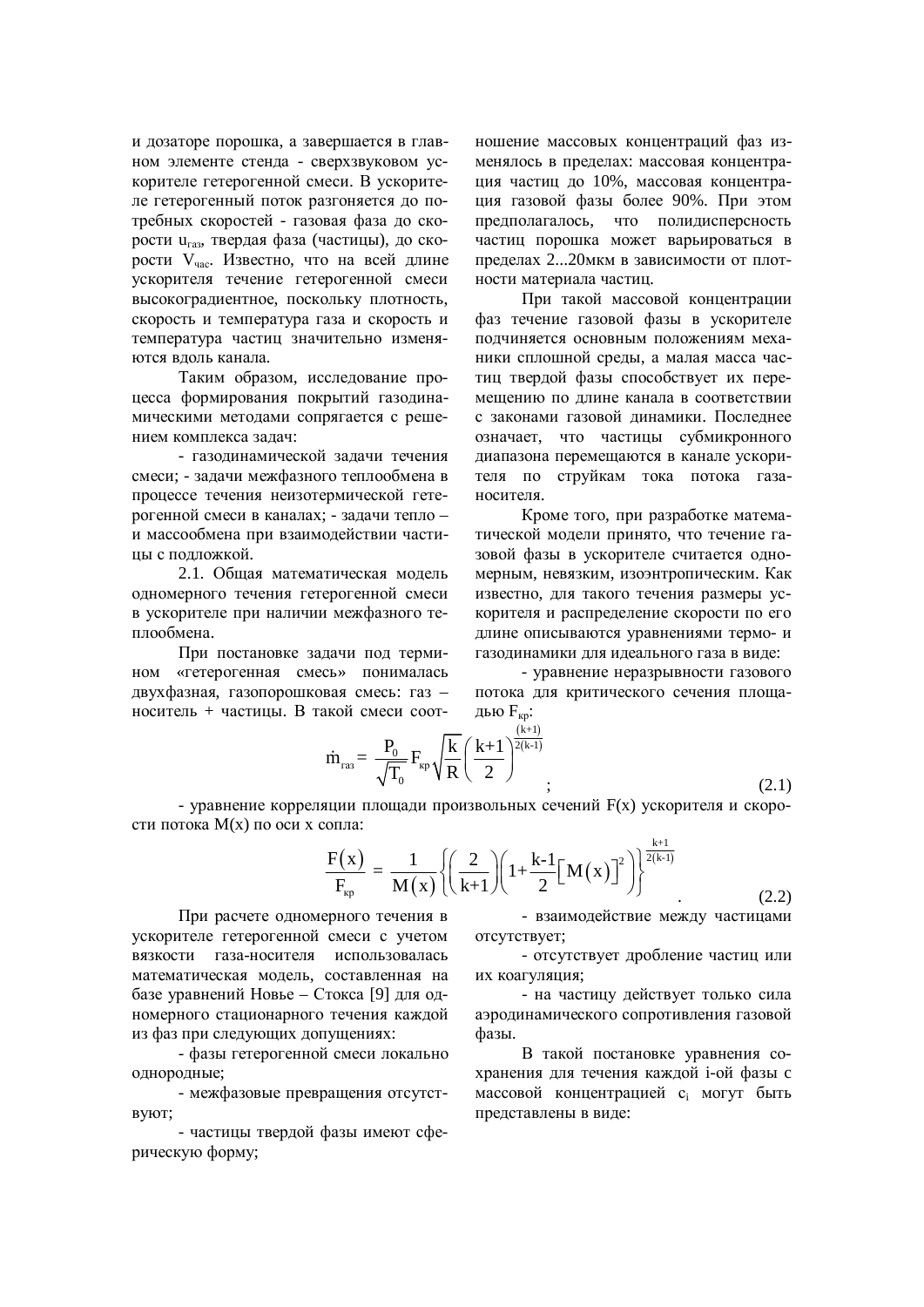и дозаторе порошка, а завершается в главном элементе стенда - сверхзвуковом ускорителе гетерогенной смеси. В ускорителе гетерогенный поток разгоняется до потребных скоростей - газовая фаза до скорости $u_{газ}$, твердая фаза (частицы), до скорости $V_{час}$. Известно, что на всей длине ускорителя течение гетерогенной смеси высокоградиентное, поскольку плотность, скорость и температура газа и скорость и температура частиц значительно изменяются вдоль канала.

Таким образом, исследование процесса формирования покрытий газодинамическими методами сопрягается с решением комплекса задач:

- газодинамической задачи течения смеси; - задачи межфазного теплообмена в процессе течения неизотермической гетерогенной смеси в каналах; - задачи тепло – и массообмена при взаимодействии частицы с подложкой.

2.1. Общая математическая модель одномерного течения гетерогенной смеси в ускорителе при наличии межфазного теплообмена.

При постановке задачи под термином «гетерогенная смесь» понималась двухфазная, газопорошковая смесь: газ – носитель + частицы. В такой смеси соотношение массовых концентраций фаз изменялось в пределах: массовая концентрация частиц до 10%, массовая концентрация газовой фазы более 90%. При этом предполагалось, что полидисперсность частиц порошка может варьироваться в пределах 2...20мкм в зависимости от плотности материала частиц.

При такой массовой концентрации фаз течение газовой фазы в ускорителе подчиняется основным положениям механики сплошной среды, а малая масса частиц твердой фазы способствует их перемещению по длине канала в соответствии с законами газовой динамики. Последнее означает, что частицы субмикронного диапазона перемещаются в канале ускорителя по струйкам тока потока газаносителя.

Кроме того, при разработке математической модели принято, что течение газовой фазы в ускорителе считается одномерным, невязким, изоэнтропическим. Как известно, для такого течения размеры ускорителя и распределение скорости по его длине описываются уравнениями термо- и газодинамики для идеального газа в виде:

- уравнение неразрывности газового потока для критического сечения площадью $F_{кр}$:

$$\dot{m}_{газ} = \frac{P_0}{\sqrt{T_0}} F_{кр} \sqrt{\frac{k}{R}} \left(\frac{k+1}{2}\right)^{\frac{(k+1)}{2(k-1)}} ; \tag{2.1}$$

- уравнение корреляции площади произвольных сечений F(x) ускорителя и скорости потока M(x) по оси x сопла:

$$\frac{F(x)}{F_{кр}} = \frac{1}{M(x)} \left\{ \left(\frac{2}{k+1}\right) \left(1 + \frac{k-1}{2}\left[M(x)\right]^2\right) \right\}^{\frac{k+1}{2(k-1)}} . \tag{2.2}$$

При расчете одномерного течения в ускорителе гетерогенной смеси с учетом вязкости газа-носителя использовалась математическая модель, составленная на базе уравнений Новье – Стокса [9] для одномерного стационарного течения каждой из фаз при следующих допущениях:

- фазы гетерогенной смеси локально однородные;
- межфазовые превращения отсутствуют;
- частицы твердой фазы имеют сферическую форму;
- взаимодействие между частицами отсутствует;
- отсутствует дробление частиц или их коагуляция;
- на частицу действует только сила аэродинамического сопротивления газовой фазы.

В такой постановке уравнения сохранения для течения каждой i-ой фазы с массовой концентрацией $c_i$ могут быть представлены в виде: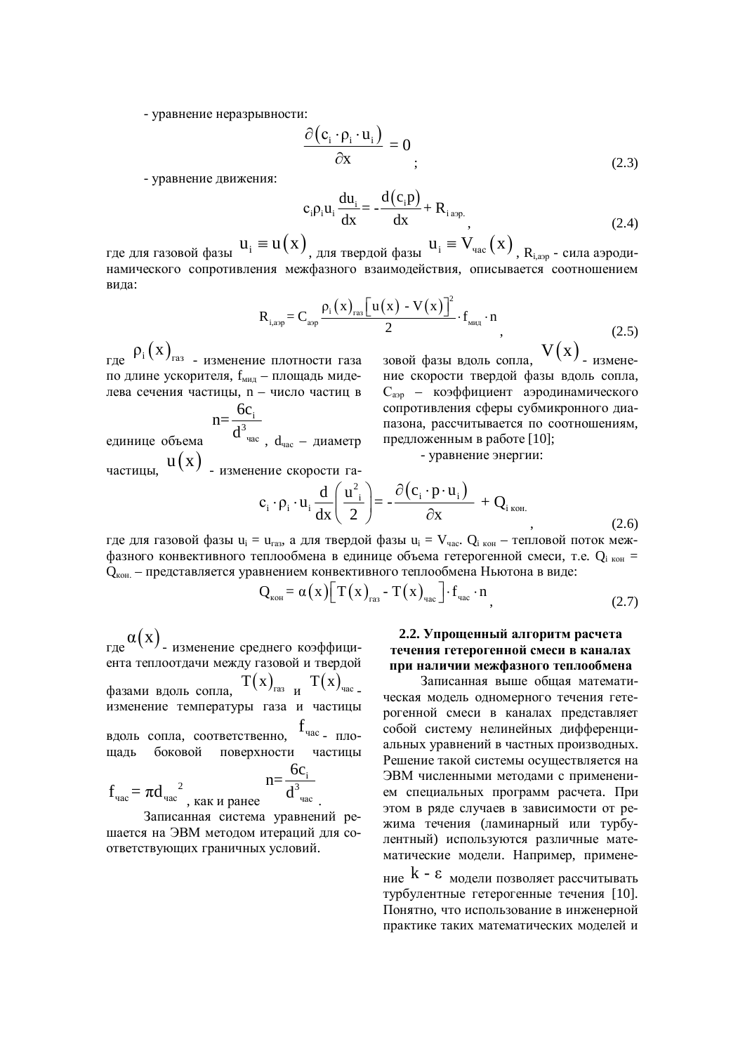- уравнение неразрывности:

$$\frac{\partial\left(c_i \cdot \rho_i \cdot u_i\right)}{\partial x} = 0 \quad ; \tag{2.3}$$

- уравнение движения:

$$c_i \rho_i u_i \frac{du_i}{dx} = -\frac{d\left(c_i p\right)}{dx} + R_{i\,аэр.}, \tag{2.4}$$

где для газовой фазы $u_i \equiv u(x)$, для твердой фазы $u_i \equiv V_{час}(x)$, $R_{i,аэр}$ - сила аэродинамического сопротивления межфазного взаимодействия, описывается соотношением вида:

$$R_{i,аэр} = C_{аэр} \frac{\rho_i(x)_{газ}\left[u(x) - V(x)\right]^2}{2} \cdot f_{мид} \cdot n, \tag{2.5}$$

где $\rho_i(x)_{газ}$ - изменение плотности газа по длине ускорителя, $f_{мид}$ – площадь миделева сечения частицы, n – число частиц в единице объема $n = \frac{6c_i}{d^3_{час}}$, $d_{час}$ – диаметр частицы, $u(x)$ - изменение скорости газовой фазы вдоль сопла, $V(x)$ - изменение скорости твердой фазы вдоль сопла, $C_{аэр}$ – коэффициент аэродинамического сопротивления сферы субмикронного диапазона, рассчитывается по соотношениям, предложенным в работе [10];

- уравнение энергии:

$$c_i \cdot \rho_i \cdot u_i \frac{d}{dx}\left(\frac{u_i^2}{2}\right) = -\frac{\partial\left(c_i \cdot p \cdot u_i\right)}{\partial x} + Q_{i\,кон.}, \tag{2.6}$$

где для газовой фазы $u_i = u_{газ}$, а для твердой фазы $u_i = V_{час}$. $Q_{i\,кон}$ – тепловой поток межфазного конвективного теплообмена в единице объема гетерогенной смеси, т.е. $Q_{i\,кон} = Q_{кон.}$ – представляется уравнением конвективного теплообмена Ньютона в виде:

$$Q_{кон} = \alpha(x)\left[T(x)_{газ} - T(x)_{час}\right] \cdot f_{час} \cdot n, \tag{2.7}$$

где $\alpha(x)$ - изменение среднего коэффициента теплоотдачи между газовой и твердой фазами вдоль сопла, $T(x)_{газ}$ и $T(x)_{час}$ - изменение температуры газа и частицы вдоль сопла, соответственно, $f_{час}$ - площадь боковой поверхности частицы $f_{час} = \pi d_{час}{}^2$, как и ранее $n = \frac{6c_i}{d^3_{час}}$.

Записанная система уравнений решается на ЭВМ методом итераций для соответствующих граничных условий.

### 2.2. Упрощенный алгоритм расчета течения гетерогенной смеси в каналах при наличии межфазного теплообмена

Записанная выше общая математическая модель одномерного течения гетерогенной смеси в каналах представляет собой систему нелинейных дифференциальных уравнений в частных производных. Решение такой системы осуществляется на ЭВМ численными методами с применением специальных программ расчета. При этом в ряде случаев в зависимости от режима течения (ламинарный или турбулентный) используются различные математические модели. Например, применение $k - \varepsilon$ модели позволяет рассчитывать турбулентные гетерогенные течения [10]. Понятно, что использование в инженерной практике таких математических моделей и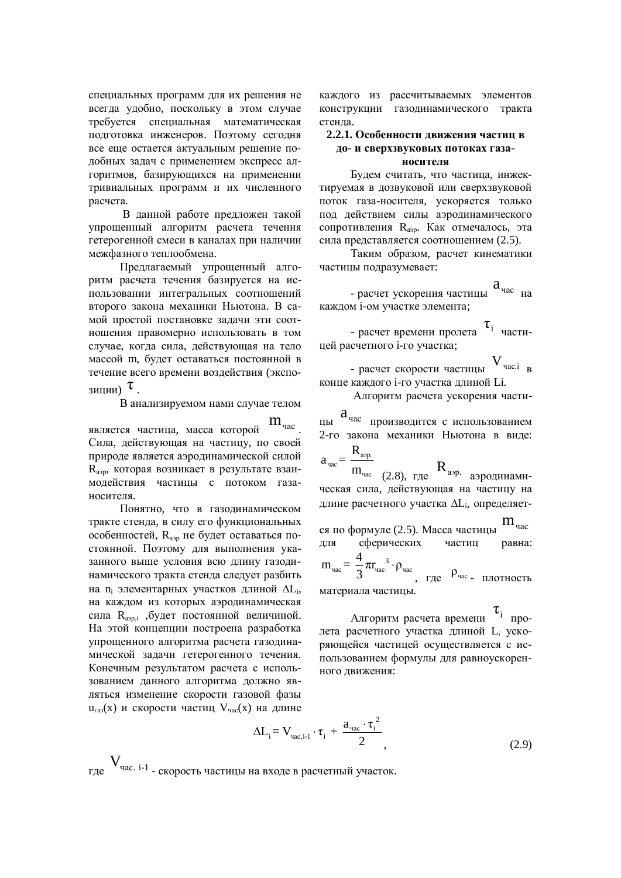специальных программ для их решения не всегда удобно, поскольку в этом случае требуется специальная математическая подготовка инженеров. Поэтому сегодня все еще остается актуальным решение подобных задач с применением экспресс алгоритмов, базирующихся на применении тривиальных программ и их численного расчета.

В данной работе предложен такой упрощенный алгоритм расчета течения гетерогенной смеси в каналах при наличии межфазного теплообмена.

Предлагаемый упрощенный алгоритм расчета течения базируется на использовании интегральных соотношений второго закона механики Ньютона. В самой простой постановке задачи эти соотношения правомерно использовать в том случае, когда сила, действующая на тело массой m, будет оставаться постоянной в течение всего времени воздействия (экспозиции) $\tau$.

В анализируемом нами случае телом является частица, масса которой $m_{час}$. Сила, действующая на частицу, по своей природе является аэродинамической силой $R_{аэр}$, которая возникает в результате взаимодействия частицы с потоком газа-носителя.

Понятно, что в газодинамическом тракте стенда, в силу его функциональных особенностей, $R_{аэр}$ не будет оставаться постоянной. Поэтому для выполнения указанного выше условия всю длину газодинамического тракта стенда следует разбить на $n_i$ элементарных участков длиной $\Delta L_i$, на каждом из которых аэродинамическая сила $R_{аэр.i}$ ,будет постоянной величиной. На этой концепции построена разработка упрощенного алгоритма расчета газодинамической задачи гетерогенного течения. Конечным результатом расчета с использованием данного алгоритма должно являться изменение скорости газовой фазы $u_{газ}(x)$ и скорости частиц $V_{час}(x)$ на длине каждого из рассчитываемых элементов конструкции газодинамического тракта стенда.

### 2.2.1. Особенности движения частиц в до- и сверхзвуковых потоках газа-носителя

Будем считать, что частица, инжектируемая в дозвуковой или сверхзвуковой поток газа-носителя, ускоряется только под действием силы аэродинамического сопротивления $R_{аэр}$. Как отмечалось, эта сила представляется соотношением (2.5).

Таким образом, расчет кинематики частицы подразумевает:

- расчет ускорения частицы $a_{час}$ на каждом i-ом участке элемента;
- расчет времени пролета $\tau_i$ частицей расчетного i-го участка;
- расчет скорости частицы $V_{час.i}$ в конце каждого i-го участка длиной Li.

Алгоритм расчета ускорения частицы $a_{час}$ производится с использованием 2-го закона механики Ньютона в виде:

$$a_{час} = \frac{R_{аэр.}}{m_{час}} \qquad (2.8),$$

где $R_{аэр.}$ аэродинамическая сила, действующая на частицу на длине расчетного участка $\Delta L_i$, определяется по формуле (2.5). Масса частицы $m_{час}$ для сферических частиц равна:

$$m_{час} = \frac{4}{3}\pi r_{час}^3 \cdot \rho_{час},$$

где $\rho_{час}$ - плотность материала частицы.

Алгоритм расчета времени $\tau_i$ пролета расчетного участка длиной $L_i$ ускоряющейся частицей осуществляется с использованием формулы для равноускоренного движения:

$$\Delta L_i = V_{час,i-1} \cdot \tau_i + \frac{a_{час} \cdot \tau_i^2}{2}, \qquad (2.9)$$

где $V_{час.\ i-1}$ - скорость частицы на входе в расчетный участок.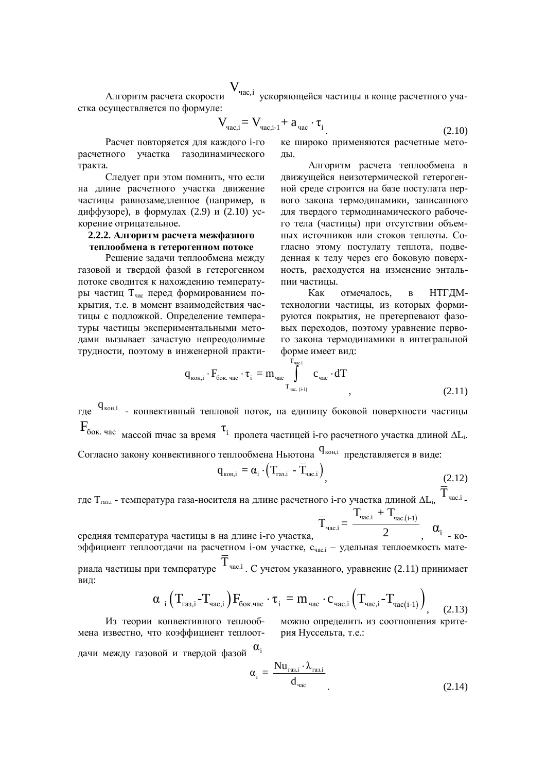Алгоритм расчета скорости $V_{час,i}$ ускоряющейся частицы в конце расчетного участка осуществляется по формуле:

$$V_{час,i} = V_{час,i-1} + a_{час} \cdot \tau_i \qquad (2.10)$$

Расчет повторяется для каждого i-го расчетного участка газодинамического тракта.

Следует при этом помнить, что если на длине расчетного участка движение частицы равнозамедленное (например, в диффузоре), в формулах (2.9) и (2.10) ускорение отрицательное.

### 2.2.2. Алгоритм расчета межфазного теплообмена в гетерогенном потоке

Решение задачи теплообмена между газовой и твердой фазой в гетерогенном потоке сводится к нахождению температуры частиц $T_{час}$ перед формированием покрытия, т.е. в момент взаимодействия частицы с подложкой. Определение температуры частицы экспериментальными методами вызывает зачастую непреодолимые трудности, поэтому в инженерной практике широко применяются расчетные методы.

Алгоритм расчета теплообмена в движущейся неизотермической гетерогенной среде строится на базе постулата первого закона термодинамики, записанного для твердого термодинамического рабочего тела (частицы) при отсутствии объемных источников или стоков теплоты. Согласно этому постулату теплота, подведенная к телу через его боковую поверхность, расходуется на изменение энтальпии частицы.

Как отмечалось, в НТГДМ-технологии частицы, из которых формируются покрытия, не претерпевают фазовых переходов, поэтому уравнение первого закона термодинамики в интегральной форме имеет вид:

$$q_{кон,i} \cdot F_{бок.\,час} \cdot \tau_i = m_{час} \int_{T_{час.\,(i-1)}}^{T_{час.i}} c_{час} \cdot dT \qquad (2.11)$$

где $q_{кон,i}$ - конвективный тепловой поток, на единицу боковой поверхности частицы $F_{бок.\,час}$ массой mчас за время $\tau_i$ пролета частицей i-го расчетного участка длиной $\Delta L_i$.

Согласно закону конвективного теплообмена Ньютона $q_{кон,i}$ представляется в виде:

$$q_{кон,i} = \alpha_i \cdot \left(T_{газ.i} - \overline{T}_{час.i}\right), \qquad (2.12)$$

где $T_{газ.i}$ - температура газа-носителя на длине расчетного i-го участка длиной $\Delta L_i$, $\overline{T}_{час.i}$ - средняя температура частицы в на длине i-го участка, $\overline{T}_{час.i} = \dfrac{T_{час.i} + T_{час.(i-1)}}{2}$, $\alpha_i$ - коэффициент теплоотдачи на расчетном i-ом участке, $c_{час.i}$ – удельная теплоемкость материала частицы при температуре $\overline{T}_{час.i}$. С учетом указанного, уравнение (2.11) принимает вид:

$$\alpha_i \left(T_{газ,i} - T_{час,i}\right) F_{бок.час} \cdot \tau_i = m_{час} \cdot c_{час.i} \left(T_{час,i} - T_{час(i-1)}\right), \qquad (2.13)$$

Из теории конвективного теплообмена известно, что коэффициент теплоотдачи между газовой и твердой фазой $\alpha_i$ можно определить из соотношения критерия Нуссельта, т.е.:

$$\alpha_i = \frac{Nu_{газ.i} \cdot \lambda_{газ.i}}{d_{час}}. \qquad (2.14)$$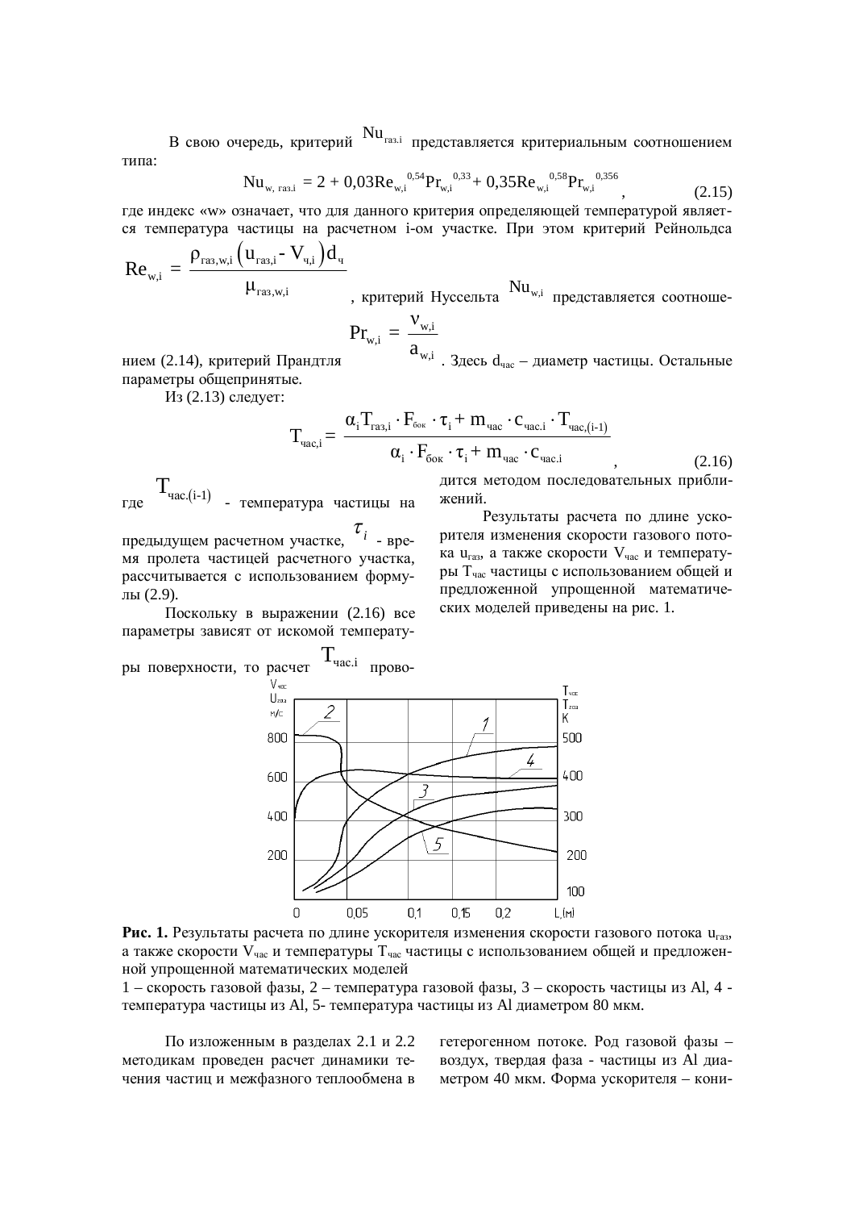В свою очередь, критерий $Nu_{газ.i}$ представляется критериальным соотношением типа:

$$Nu_{w,\ газ.i} = 2 + 0{,}03Re_{w,i}^{\ 0,54}Pr_{w,i}^{\ 0,33} + 0{,}35Re_{w,i}^{\ 0,58}Pr_{w,i}^{\ 0,356}, \tag{2.15}$$

где индекс «w» означает, что для данного критерия определяющей температурой является температура частицы на расчетном i-ом участке. При этом критерий Рейнольдса $Re_{w,i} = \dfrac{\rho_{газ,w,i}\left(u_{газ,i} - V_{ч,i}\right)d_{ч}}{\mu_{газ,w,i}}$, критерий Нуссельта $Nu_{w,i}$ представляется соотношением (2.14), критерий Прандтля $Pr_{w,i} = \dfrac{\nu_{w,i}}{a_{w,i}}$. Здесь $d_{час}$ – диаметр частицы. Остальные параметры общепринятые.

Из (2.13) следует:

$$T_{час,i} = \frac{\alpha_i T_{газ,i} \cdot F_{бок} \cdot \tau_i + m_{час} \cdot c_{час.i} \cdot T_{час,(i-1)}}{\alpha_i \cdot F_{бок} \cdot \tau_i + m_{час} \cdot c_{час.i}}, \tag{2.16}$$

где $T_{час.(i-1)}$ - температура частицы на предыдущем расчетном участке, $\tau_i$ - время пролета частицей расчетного участка, рассчитывается с использованием формулы (2.9).

Поскольку в выражении (2.16) все параметры зависят от искомой температуры поверхности, то расчет $T_{час.i}$ проводится методом последовательных приближений.

Результаты расчета по длине ускорителя изменения скорости газового потока $u_{газ}$, а также скорости $V_{час}$ и температуры $T_{час}$ частицы с использованием общей и предложенной упрощенной математических моделей приведены на рис. 1.

**Рис. 1.** Результаты расчета по длине ускорителя изменения скорости газового потока $u_{газ}$, а также скорости $V_{час}$ и температуры $T_{час}$ частицы с использованием общей и предложенной упрощенной математических моделей

1 – скорость газовой фазы, 2 – температура газовой фазы, 3 – скорость частицы из Al, 4 - температура частицы из Al, 5- температура частицы из Al диаметром 80 мкм.

По изложенным в разделах 2.1 и 2.2 методикам проведен расчет динамики течения частиц и межфазного теплообмена в гетерогенном потоке. Род газовой фазы – воздух, твердая фаза - частицы из Al диаметром 40 мкм. Форма ускорителя – кони-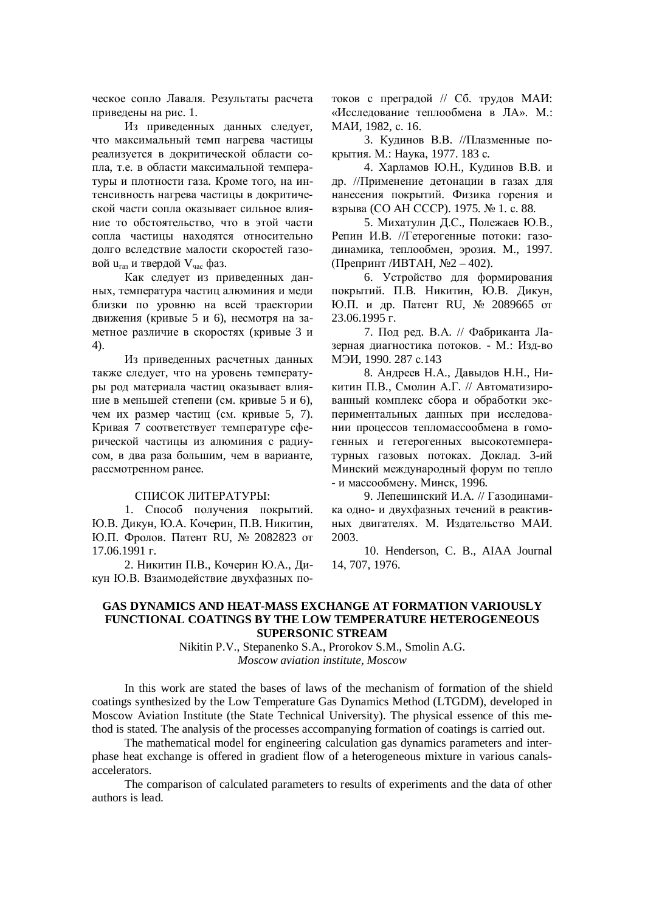ческое сопло Лаваля. Результаты расчета приведены на рис. 1.

Из приведенных данных следует, что максимальный темп нагрева частицы реализуется в докритической области сопла, т.е. в области максимальной температуры и плотности газа. Кроме того, на интенсивность нагрева частицы в докритической части сопла оказывает сильное влияние то обстоятельство, что в этой части сопла частицы находятся относительно долго вследствие малости скоростей газовой $u_{газ}$ и твердой $V_{час}$ фаз.

Как следует из приведенных данных, температура частиц алюминия и меди близки по уровню на всей траектории движения (кривые 5 и 6), несмотря на заметное различие в скоростях (кривые 3 и 4).

Из приведенных расчетных данных также следует, что на уровень температуры род материала частиц оказывает влияние в меньшей степени (см. кривые 5 и 6), чем их размер частиц (см. кривые 5, 7). Кривая 7 соответствует температуре сферической частицы из алюминия с радиусом, в два раза большим, чем в варианте, рассмотренном ранее.

## СПИСОК ЛИТЕРАТУРЫ:

1. Способ получения покрытий. Ю.В. Дикун, Ю.А. Кочерин, П.В. Никитин, Ю.П. Фролов. Патент RU, № 2082823 от 17.06.1991 г.
2. Никитин П.В., Кочерин Ю.А., Дикун Ю.В. Взаимодействие двухфазных потоков с преградой // Сб. трудов МАИ: «Исследование теплообмена в ЛА». М.: МАИ, 1982, с. 16.
3. Кудинов В.В. //Плазменные покрытия. М.: Наука, 1977. 183 с.
4. Харламов Ю.Н., Кудинов В.В. и др. //Применение детонации в газах для нанесения покрытий. Физика горения и взрыва (СО АН СССР). 1975. № 1. с. 88.
5. Михатулин Д.С., Полежаев Ю.В., Репин И.В. //Гетерогенные потоки: газодинамика, теплообмен, эрозия. М., 1997. (Препринт /ИВТАН, №2 – 402).
6. Устройство для формирования покрытий. П.В. Никитин, Ю.В. Дикун, Ю.П. и др. Патент RU, № 2089665 от 23.06.1995 г.
7. Под ред. В.А. // Фабриканта Лазерная диагностика потоков. - М.: Изд-во МЭИ, 1990. 287 с.143
8. Андреев Н.А., Давыдов Н.Н., Никитин П.В., Смолин А.Г. // Автоматизированный комплекс сбора и обработки экспериментальных данных при исследовании процессов тепломассообмена в гомогенных и гетерогенных высокотемпературных газовых потоках. Доклад. 3-ий Минский международный форум по тепло - и массообмену. Минск, 1996.
9. Лепешинский И.А. // Газодинамика одно- и двухфазных течений в реактивных двигателях. М. Издательство МАИ. 2003.
10. Henderson, C. B., AIAA Journal 14, 707, 1976.

## GAS DYNAMICS AND HEAT-MASS EXCHANGE AT FORMATION VARIOUSLY FUNCTIONAL COATINGS BY THE LOW TEMPERATURE HETEROGENEOUS SUPERSONIC STREAM

Nikitin P.V., Stepanenko S.A., Prorokov S.M., Smolin A.G.

*Moscow aviation institute, Moscow*

In this work are stated the bases of laws of the mechanism of formation of the shield coatings synthesized by the Low Temperature Gas Dynamics Method (LTGDM), developed in Moscow Aviation Institute (the State Technical University). The physical essence of this method is stated. The analysis of the processes accompanying formation of coatings is carried out.

The mathematical model for engineering calculation gas dynamics parameters and interphase heat exchange is offered in gradient flow of a heterogeneous mixture in various canals-accelerators.

The comparison of calculated parameters to results of experiments and the data of other authors is lead.